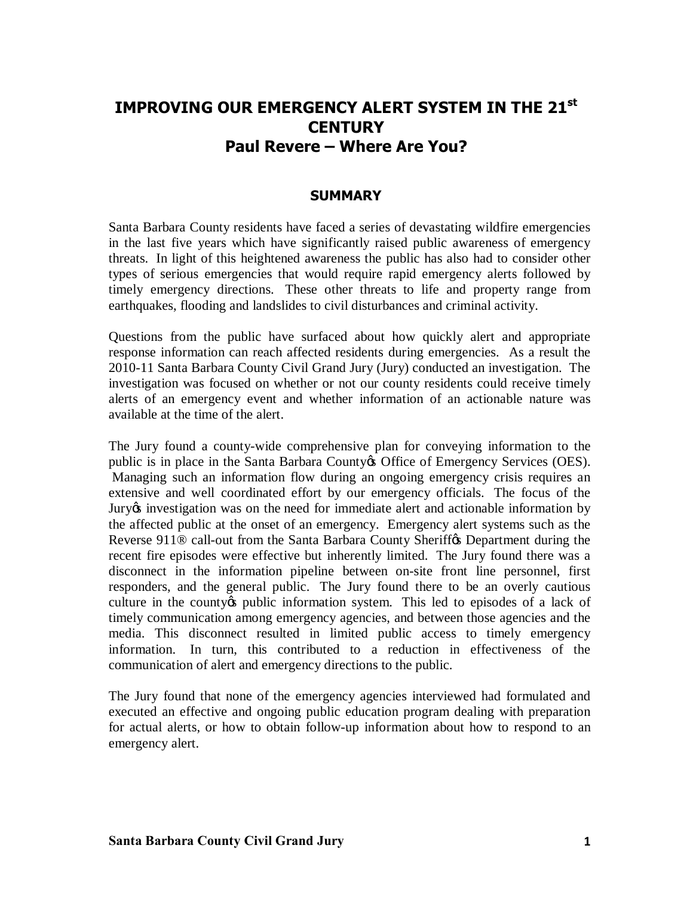# IMPROVING OUR EMERGENCY ALERT SYSTEM IN THE 21st CENTURY
## Paul Revere – Where Are You?

### SUMMARY

Santa Barbara County residents have faced a series of devastating wildfire emergencies in the last five years which have significantly raised public awareness of emergency threats. In light of this heightened awareness the public has also had to consider other types of serious emergencies that would require rapid emergency alerts followed by timely emergency directions. These other threats to life and property range from earthquakes, flooding and landslides to civil disturbances and criminal activity.

Questions from the public have surfaced about how quickly alert and appropriate response information can reach affected residents during emergencies. As a result the 2010-11 Santa Barbara County Civil Grand Jury (Jury) conducted an investigation. The investigation was focused on whether or not our county residents could receive timely alerts of an emergency event and whether information of an actionable nature was available at the time of the alert.

The Jury found a county-wide comprehensive plan for conveying information to the public is in place in the Santa Barbara County's Office of Emergency Services (OES). Managing such an information flow during an ongoing emergency crisis requires an extensive and well coordinated effort by our emergency officials. The focus of the Jury's investigation was on the need for immediate alert and actionable information by the affected public at the onset of an emergency. Emergency alert systems such as the Reverse 911® call-out from the Santa Barbara County Sheriff's Department during the recent fire episodes were effective but inherently limited. The Jury found there was a disconnect in the information pipeline between on-site front line personnel, first responders, and the general public. The Jury found there to be an overly cautious culture in the county's public information system. This led to episodes of a lack of timely communication among emergency agencies, and between those agencies and the media. This disconnect resulted in limited public access to timely emergency information. In turn, this contributed to a reduction in effectiveness of the communication of alert and emergency directions to the public.

The Jury found that none of the emergency agencies interviewed had formulated and executed an effective and ongoing public education program dealing with preparation for actual alerts, or how to obtain follow-up information about how to respond to an emergency alert.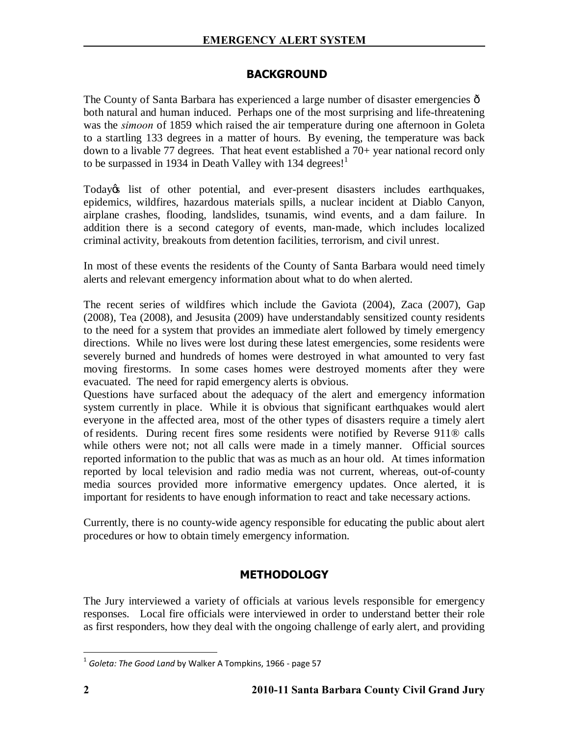## BACKGROUND

The County of Santa Barbara has experienced a large number of disaster emergencies ð both natural and human induced. Perhaps one of the most surprising and life-threatening was the *simoon* of 1859 which raised the air temperature during one afternoon in Goleta to a startling 133 degrees in a matter of hours. By evening, the temperature was back down to a livable 77 degrees. That heat event established a 70+ year national record only to be surpassed in 1934 in Death Valley with 134 degrees![1]

Todayøs list of other potential, and ever-present disasters includes earthquakes, epidemics, wildfires, hazardous materials spills, a nuclear incident at Diablo Canyon, airplane crashes, flooding, landslides, tsunamis, wind events, and a dam failure. In addition there is a second category of events, man-made, which includes localized criminal activity, breakouts from detention facilities, terrorism, and civil unrest.

In most of these events the residents of the County of Santa Barbara would need timely alerts and relevant emergency information about what to do when alerted.

The recent series of wildfires which include the Gaviota (2004), Zaca (2007), Gap (2008), Tea (2008), and Jesusita (2009) have understandably sensitized county residents to the need for a system that provides an immediate alert followed by timely emergency directions. While no lives were lost during these latest emergencies, some residents were severely burned and hundreds of homes were destroyed in what amounted to very fast moving firestorms. In some cases homes were destroyed moments after they were evacuated. The need for rapid emergency alerts is obvious.

Questions have surfaced about the adequacy of the alert and emergency information system currently in place. While it is obvious that significant earthquakes would alert everyone in the affected area, most of the other types of disasters require a timely alert of residents. During recent fires some residents were notified by Reverse 911® calls while others were not; not all calls were made in a timely manner. Official sources reported information to the public that was as much as an hour old. At times information reported by local television and radio media was not current, whereas, out-of-county media sources provided more informative emergency updates. Once alerted, it is important for residents to have enough information to react and take necessary actions.

Currently, there is no county-wide agency responsible for educating the public about alert procedures or how to obtain timely emergency information.

## METHODOLOGY

The Jury interviewed a variety of officials at various levels responsible for emergency responses. Local fire officials were interviewed in order to understand better their role as first responders, how they deal with the ongoing challenge of early alert, and providing

[1] *Goleta: The Good Land* by Walker A Tompkins, 1966 - page 57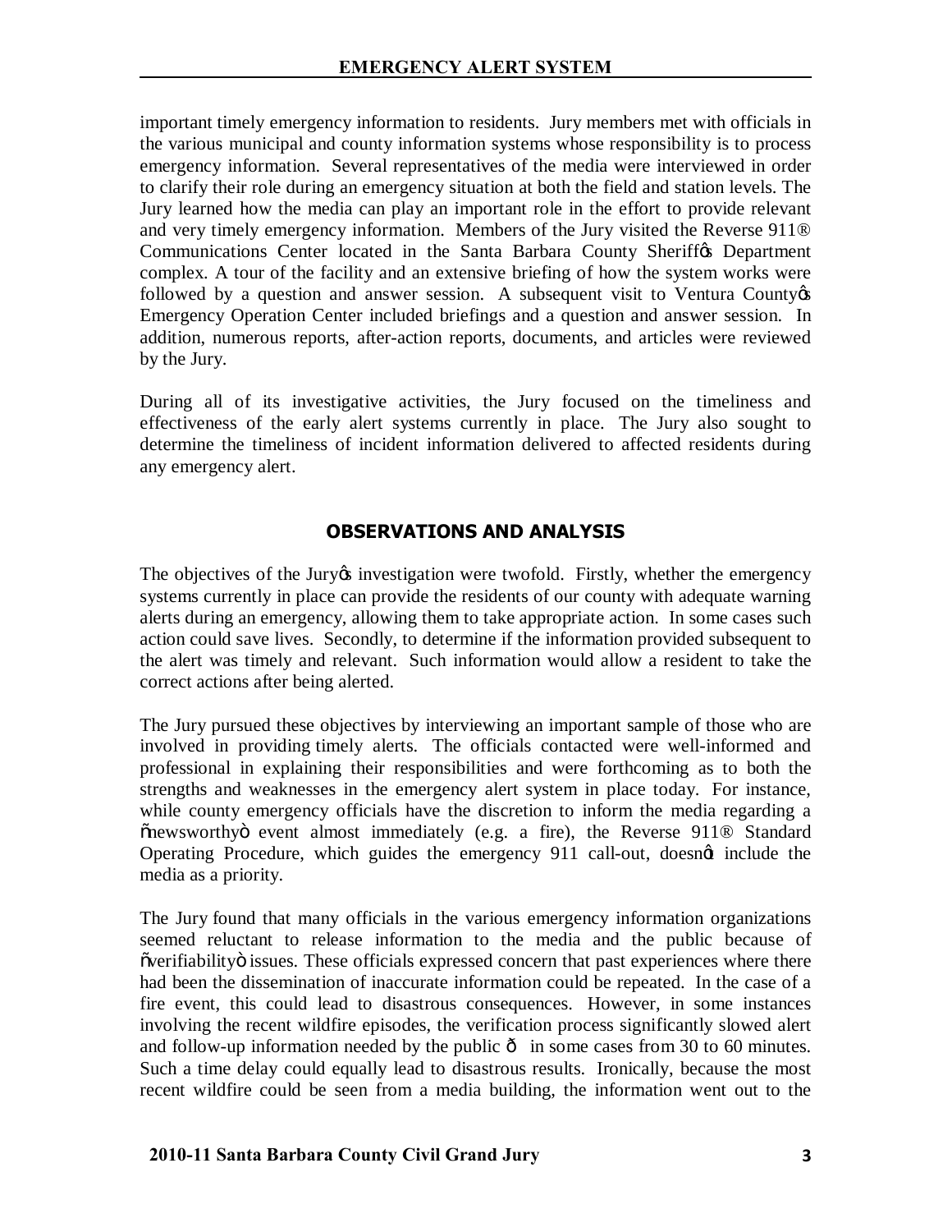important timely emergency information to residents. Jury members met with officials in the various municipal and county information systems whose responsibility is to process emergency information. Several representatives of the media were interviewed in order to clarify their role during an emergency situation at both the field and station levels. The Jury learned how the media can play an important role in the effort to provide relevant and very timely emergency information. Members of the Jury visited the Reverse 911® Communications Center located in the Santa Barbara County Sheriff's Department complex. A tour of the facility and an extensive briefing of how the system works were followed by a question and answer session. A subsequent visit to Ventura County's Emergency Operation Center included briefings and a question and answer session. In addition, numerous reports, after-action reports, documents, and articles were reviewed by the Jury.

During all of its investigative activities, the Jury focused on the timeliness and effectiveness of the early alert systems currently in place. The Jury also sought to determine the timeliness of incident information delivered to affected residents during any emergency alert.

## OBSERVATIONS AND ANALYSIS

The objectives of the Jury's investigation were twofold. Firstly, whether the emergency systems currently in place can provide the residents of our county with adequate warning alerts during an emergency, allowing them to take appropriate action. In some cases such action could save lives. Secondly, to determine if the information provided subsequent to the alert was timely and relevant. Such information would allow a resident to take the correct actions after being alerted.

The Jury pursued these objectives by interviewing an important sample of those who are involved in providing timely alerts. The officials contacted were well-informed and professional in explaining their responsibilities and were forthcoming as to both the strengths and weaknesses in the emergency alert system in place today. For instance, while county emergency officials have the discretion to inform the media regarding a "newsworthy" event almost immediately (e.g. a fire), the Reverse 911® Standard Operating Procedure, which guides the emergency 911 call-out, doesn't include the media as a priority.

The Jury found that many officials in the various emergency information organizations seemed reluctant to release information to the media and the public because of "verifiability" issues. These officials expressed concern that past experiences where there had been the dissemination of inaccurate information could be repeated. In the case of a fire event, this could lead to disastrous consequences. However, in some instances involving the recent wildfire episodes, the verification process significantly slowed alert and follow-up information needed by the public — in some cases from 30 to 60 minutes. Such a time delay could equally lead to disastrous results. Ironically, because the most recent wildfire could be seen from a media building, the information went out to the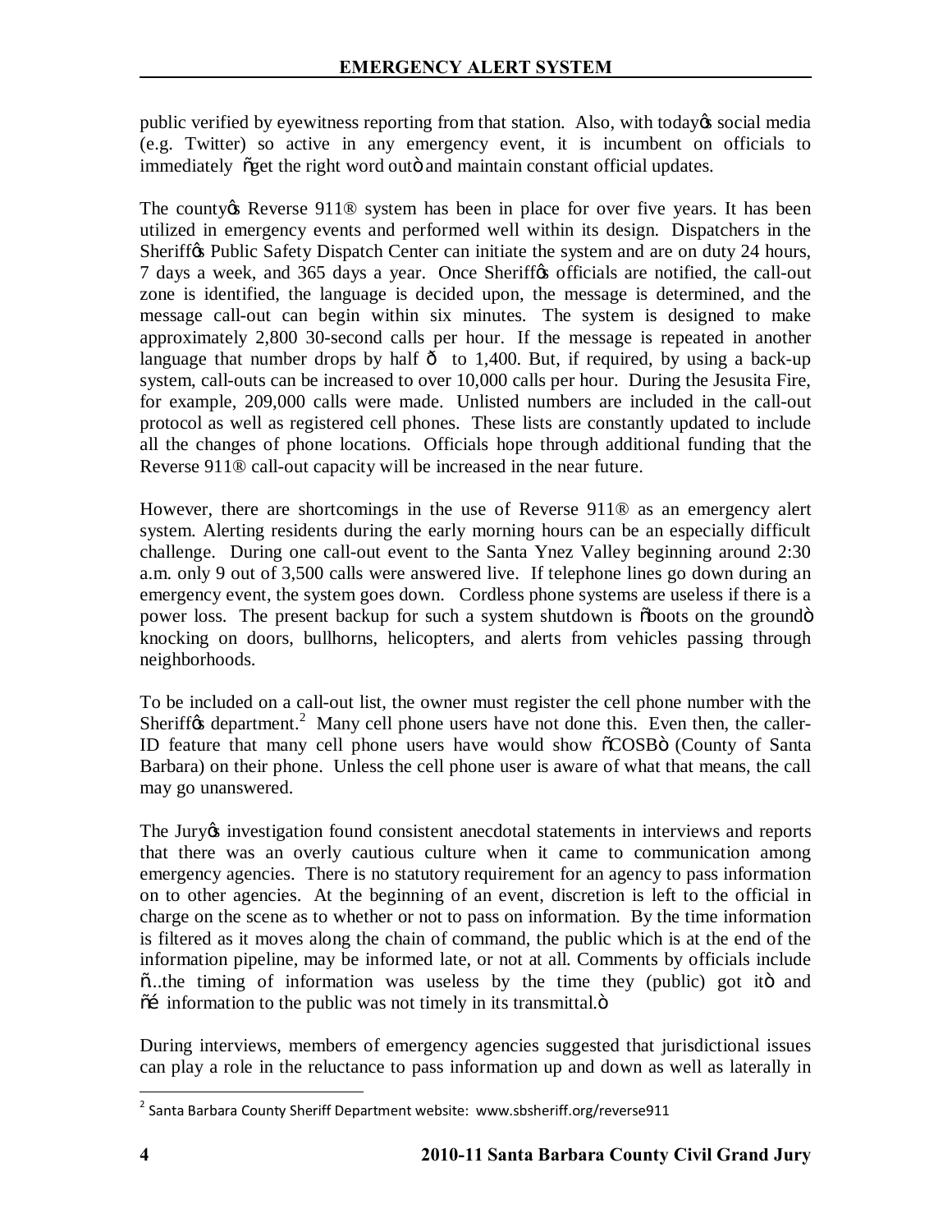public verified by eyewitness reporting from that station. Also, with today's social media (e.g. Twitter) so active in any emergency event, it is incumbent on officials to immediately "get the right word out" and maintain constant official updates.

The county's Reverse 911® system has been in place for over five years. It has been utilized in emergency events and performed well within its design. Dispatchers in the Sheriff's Public Safety Dispatch Center can initiate the system and are on duty 24 hours, 7 days a week, and 365 days a year. Once Sheriff's officials are notified, the call-out zone is identified, the language is decided upon, the message is determined, and the message call-out can begin within six minutes. The system is designed to make approximately 2,800 30-second calls per hour. If the message is repeated in another language that number drops by half – to 1,400. But, if required, by using a back-up system, call-outs can be increased to over 10,000 calls per hour. During the Jesusita Fire, for example, 209,000 calls were made. Unlisted numbers are included in the call-out protocol as well as registered cell phones. These lists are constantly updated to include all the changes of phone locations. Officials hope through additional funding that the Reverse 911® call-out capacity will be increased in the near future.

However, there are shortcomings in the use of Reverse 911® as an emergency alert system. Alerting residents during the early morning hours can be an especially difficult challenge. During one call-out event to the Santa Ynez Valley beginning around 2:30 a.m. only 9 out of 3,500 calls were answered live. If telephone lines go down during an emergency event, the system goes down. Cordless phone systems are useless if there is a power loss. The present backup for such a system shutdown is "boots on the ground" knocking on doors, bullhorns, helicopters, and alerts from vehicles passing through neighborhoods.

To be included on a call-out list, the owner must register the cell phone number with the Sheriff's department.[2] Many cell phone users have not done this. Even then, the caller-ID feature that many cell phone users have would show "COSB" (County of Santa Barbara) on their phone. Unless the cell phone user is aware of what that means, the call may go unanswered.

The Jury's investigation found consistent anecdotal statements in interviews and reports that there was an overly cautious culture when it came to communication among emergency agencies. There is no statutory requirement for an agency to pass information on to other agencies. At the beginning of an event, discretion is left to the official in charge on the scene as to whether or not to pass on information. By the time information is filtered as it moves along the chain of command, the public which is at the end of the information pipeline, may be informed late, or not at all. Comments by officials include "...the timing of information was useless by the time they (public) got it" and "… information to the public was not timely in its transmittal."

During interviews, members of emergency agencies suggested that jurisdictional issues can play a role in the reluctance to pass information up and down as well as laterally in

[2] Santa Barbara County Sheriff Department website: www.sbsheriff.org/reverse911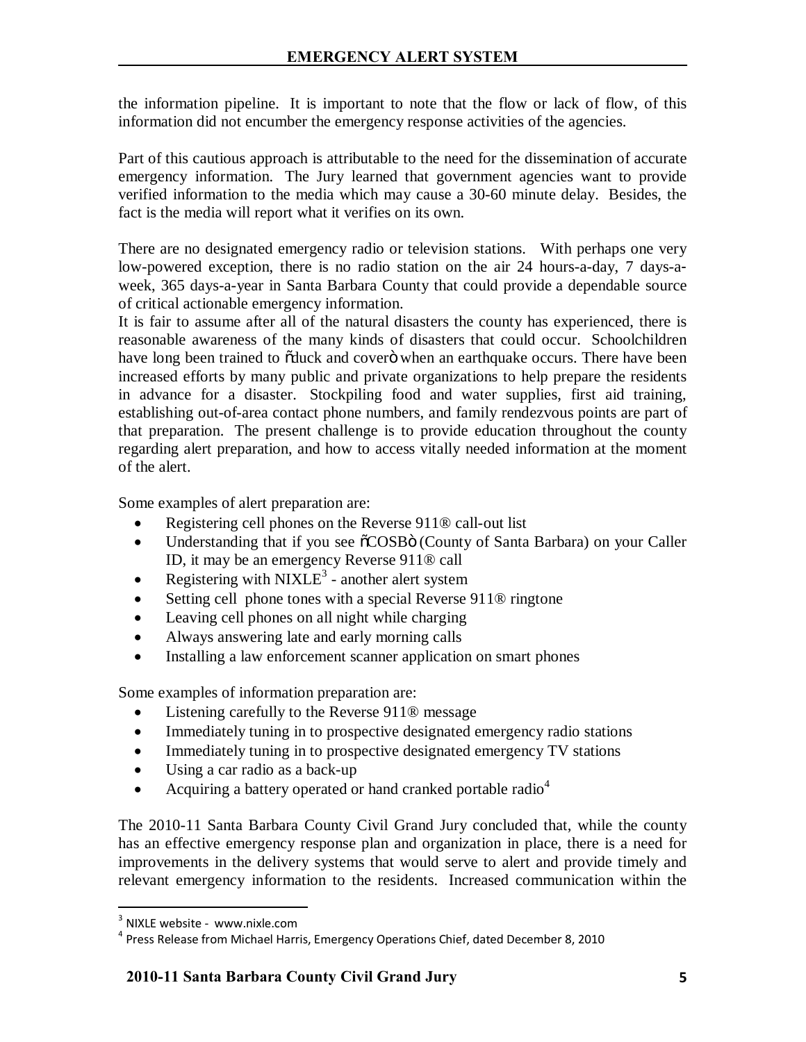the information pipeline. It is important to note that the flow or lack of flow, of this information did not encumber the emergency response activities of the agencies.

Part of this cautious approach is attributable to the need for the dissemination of accurate emergency information. The Jury learned that government agencies want to provide verified information to the media which may cause a 30-60 minute delay. Besides, the fact is the media will report what it verifies on its own.

There are no designated emergency radio or television stations. With perhaps one very low-powered exception, there is no radio station on the air 24 hours-a-day, 7 days-a-week, 365 days-a-year in Santa Barbara County that could provide a dependable source of critical actionable emergency information.

It is fair to assume after all of the natural disasters the county has experienced, there is reasonable awareness of the many kinds of disasters that could occur. Schoolchildren have long been trained to "duck and cover" when an earthquake occurs. There have been increased efforts by many public and private organizations to help prepare the residents in advance for a disaster. Stockpiling food and water supplies, first aid training, establishing out-of-area contact phone numbers, and family rendezvous points are part of that preparation. The present challenge is to provide education throughout the county regarding alert preparation, and how to access vitally needed information at the moment of the alert.

Some examples of alert preparation are:

- Registering cell phones on the Reverse 911® call-out list
- Understanding that if you see "COSB" (County of Santa Barbara) on your Caller ID, it may be an emergency Reverse 911® call
- Registering with NIXLE[3] - another alert system
- Setting cell phone tones with a special Reverse 911® ringtone
- Leaving cell phones on all night while charging
- Always answering late and early morning calls
- Installing a law enforcement scanner application on smart phones

Some examples of information preparation are:

- Listening carefully to the Reverse 911® message
- Immediately tuning in to prospective designated emergency radio stations
- Immediately tuning in to prospective designated emergency TV stations
- Using a car radio as a back-up
- Acquiring a battery operated or hand cranked portable radio[4]

The 2010-11 Santa Barbara County Civil Grand Jury concluded that, while the county has an effective emergency response plan and organization in place, there is a need for improvements in the delivery systems that would serve to alert and provide timely and relevant emergency information to the residents. Increased communication within the

[3] NIXLE website - www.nixle.com

[4] Press Release from Michael Harris, Emergency Operations Chief, dated December 8, 2010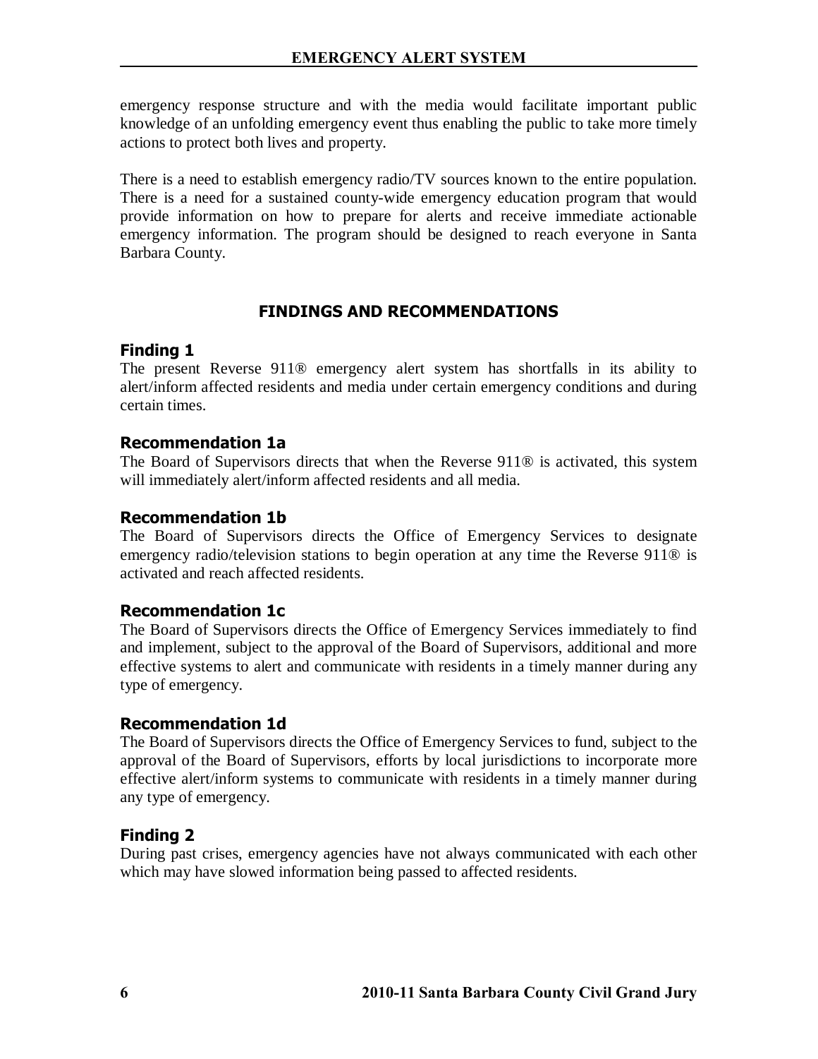emergency response structure and with the media would facilitate important public knowledge of an unfolding emergency event thus enabling the public to take more timely actions to protect both lives and property.

There is a need to establish emergency radio/TV sources known to the entire population. There is a need for a sustained county-wide emergency education program that would provide information on how to prepare for alerts and receive immediate actionable emergency information. The program should be designed to reach everyone in Santa Barbara County.

## FINDINGS AND RECOMMENDATIONS

### Finding 1

The present Reverse 911® emergency alert system has shortfalls in its ability to alert/inform affected residents and media under certain emergency conditions and during certain times.

### Recommendation 1a

The Board of Supervisors directs that when the Reverse 911® is activated, this system will immediately alert/inform affected residents and all media.

### Recommendation 1b

The Board of Supervisors directs the Office of Emergency Services to designate emergency radio/television stations to begin operation at any time the Reverse 911® is activated and reach affected residents.

### Recommendation 1c

The Board of Supervisors directs the Office of Emergency Services immediately to find and implement, subject to the approval of the Board of Supervisors, additional and more effective systems to alert and communicate with residents in a timely manner during any type of emergency.

### Recommendation 1d

The Board of Supervisors directs the Office of Emergency Services to fund, subject to the approval of the Board of Supervisors, efforts by local jurisdictions to incorporate more effective alert/inform systems to communicate with residents in a timely manner during any type of emergency.

### Finding 2

During past crises, emergency agencies have not always communicated with each other which may have slowed information being passed to affected residents.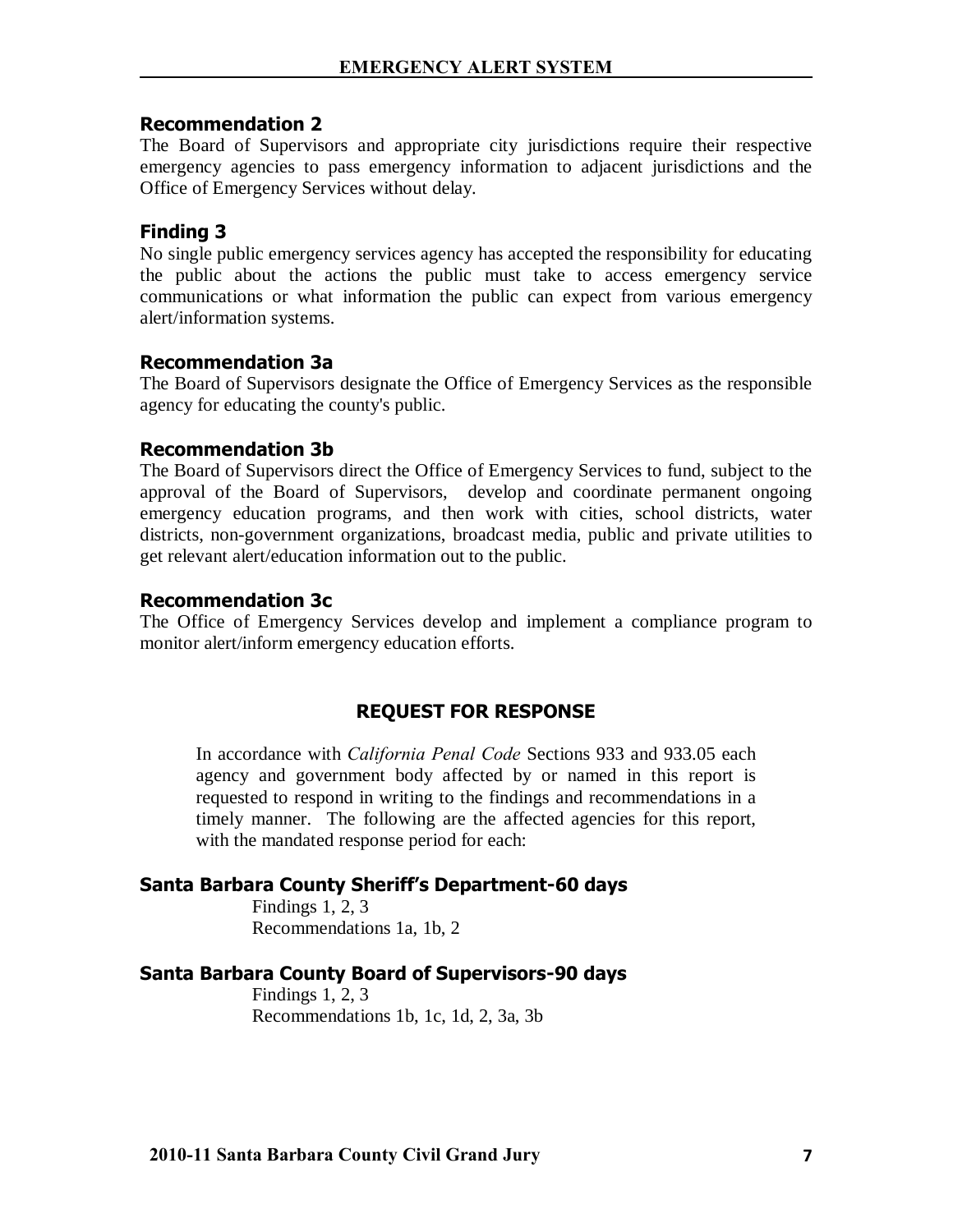### Recommendation 2

The Board of Supervisors and appropriate city jurisdictions require their respective emergency agencies to pass emergency information to adjacent jurisdictions and the Office of Emergency Services without delay.

### Finding 3

No single public emergency services agency has accepted the responsibility for educating the public about the actions the public must take to access emergency service communications or what information the public can expect from various emergency alert/information systems.

### Recommendation 3a

The Board of Supervisors designate the Office of Emergency Services as the responsible agency for educating the county's public.

### Recommendation 3b

The Board of Supervisors direct the Office of Emergency Services to fund, subject to the approval of the Board of Supervisors, develop and coordinate permanent ongoing emergency education programs, and then work with cities, school districts, water districts, non-government organizations, broadcast media, public and private utilities to get relevant alert/education information out to the public.

### Recommendation 3c

The Office of Emergency Services develop and implement a compliance program to monitor alert/inform emergency education efforts.

## REQUEST FOR RESPONSE

In accordance with *California Penal Code* Sections 933 and 933.05 each agency and government body affected by or named in this report is requested to respond in writing to the findings and recommendations in a timely manner. The following are the affected agencies for this report, with the mandated response period for each:

### Santa Barbara County Sheriff's Department-60 days

Findings 1, 2, 3
Recommendations 1a, 1b, 2

### Santa Barbara County Board of Supervisors-90 days

Findings 1, 2, 3
Recommendations 1b, 1c, 1d, 2, 3a, 3b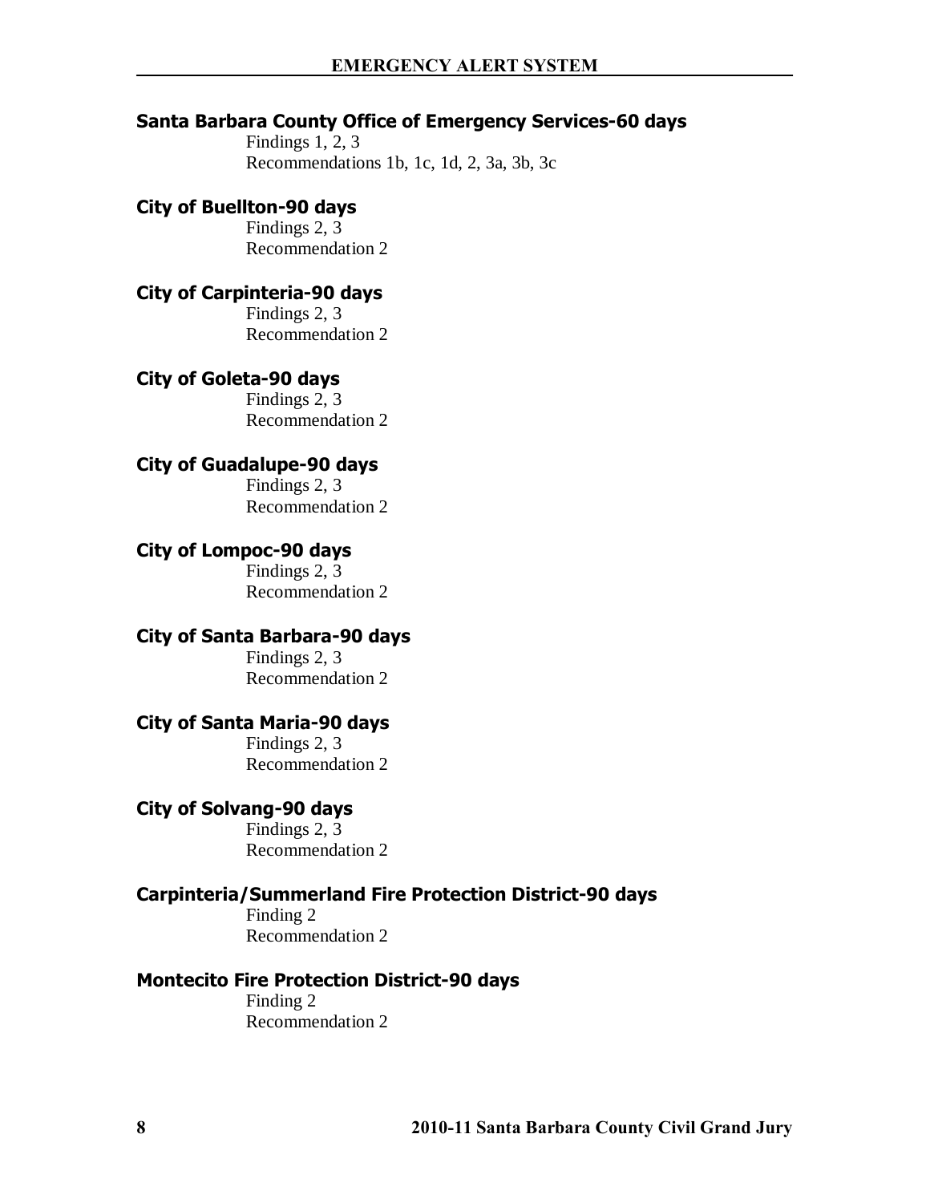### Santa Barbara County Office of Emergency Services-60 days

Findings 1, 2, 3
Recommendations 1b, 1c, 1d, 2, 3a, 3b, 3c

### City of Buellton-90 days

Findings 2, 3
Recommendation 2

### City of Carpinteria-90 days

Findings 2, 3
Recommendation 2

### City of Goleta-90 days

Findings 2, 3
Recommendation 2

### City of Guadalupe-90 days

Findings 2, 3
Recommendation 2

### City of Lompoc-90 days

Findings 2, 3
Recommendation 2

### City of Santa Barbara-90 days

Findings 2, 3
Recommendation 2

### City of Santa Maria-90 days

Findings 2, 3
Recommendation 2

### City of Solvang-90 days

Findings 2, 3
Recommendation 2

### Carpinteria/Summerland Fire Protection District-90 days

Finding 2
Recommendation 2

### Montecito Fire Protection District-90 days

Finding 2
Recommendation 2